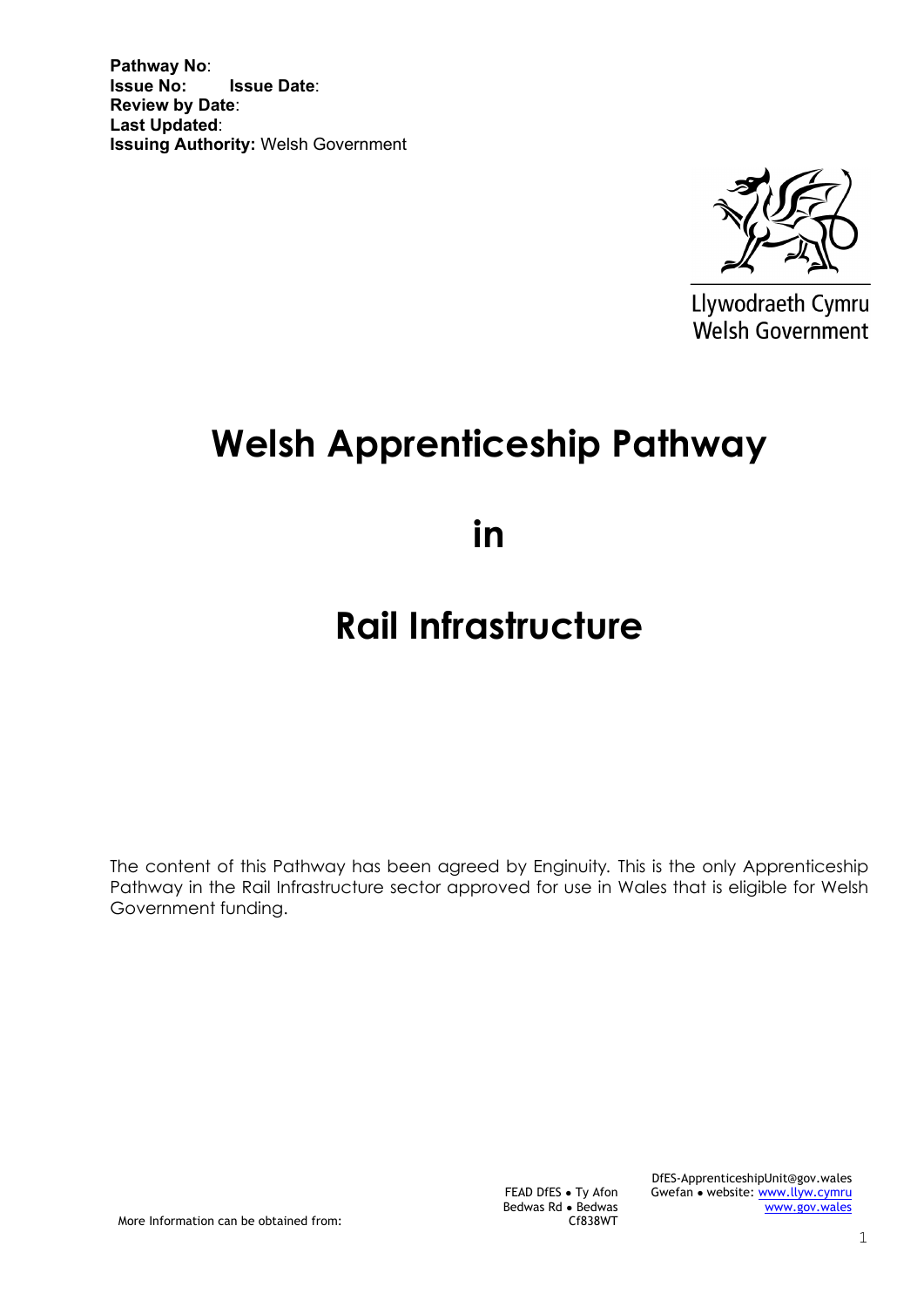**Pathway No**:
**Issue No:** **Issue Date**:
**Review by Date**:
**Last Updated**:
**Issuing Authority:** Welsh Government

Llywodraeth Cymru
Welsh Government

# Welsh Apprenticeship Pathway

# in

# Rail Infrastructure

The content of this Pathway has been agreed by Enginuity. This is the only Apprenticeship Pathway in the Rail Infrastructure sector approved for use in Wales that is eligible for Welsh Government funding.

More Information can be obtained from:

FEAD DfES • Ty Afon
Bedwas Rd • Bedwas
Cf838WT

DfES-ApprenticeshipUnit@gov.wales
Gwefan • website: www.llyw.cymru
www.gov.wales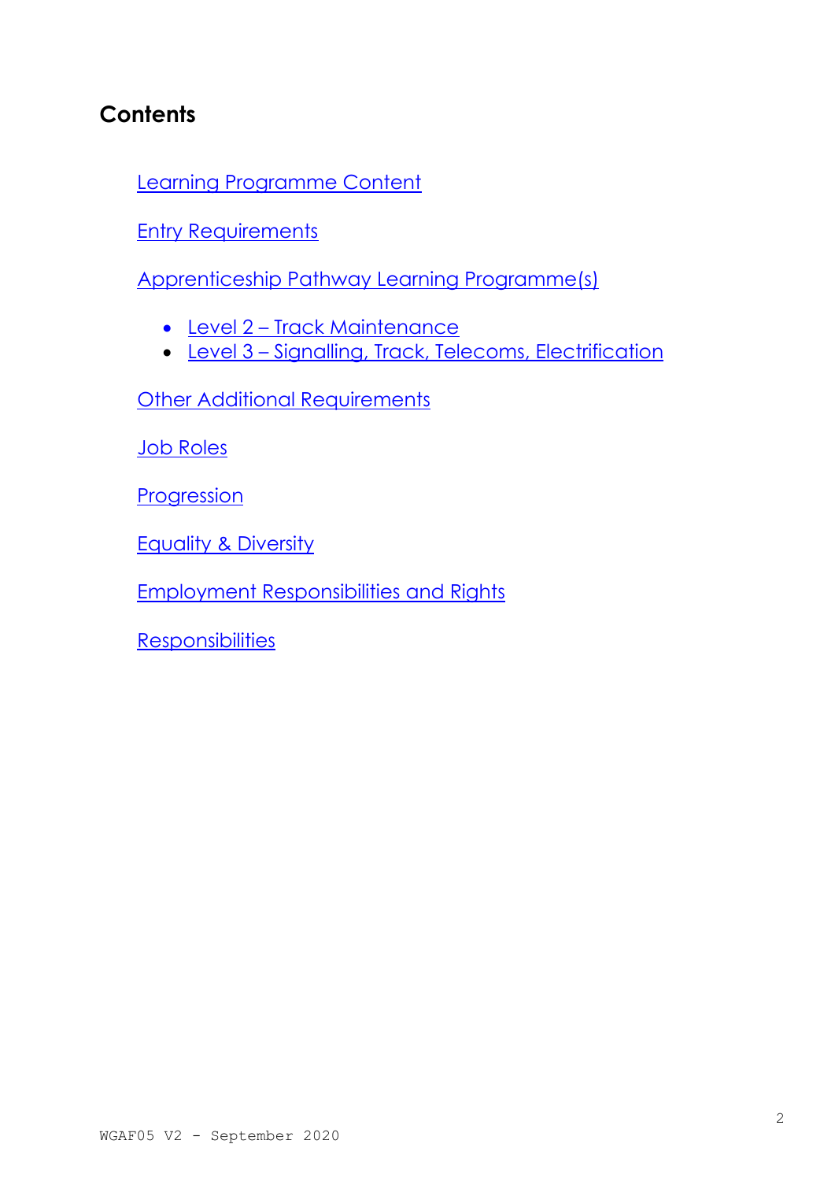## Contents

Learning Programme Content

Entry Requirements

Apprenticeship Pathway Learning Programme(s)

- Level 2 – Track Maintenance
- Level 3 – Signalling, Track, Telecoms, Electrification

Other Additional Requirements

Job Roles

Progression

Equality & Diversity

Employment Responsibilities and Rights

Responsibilities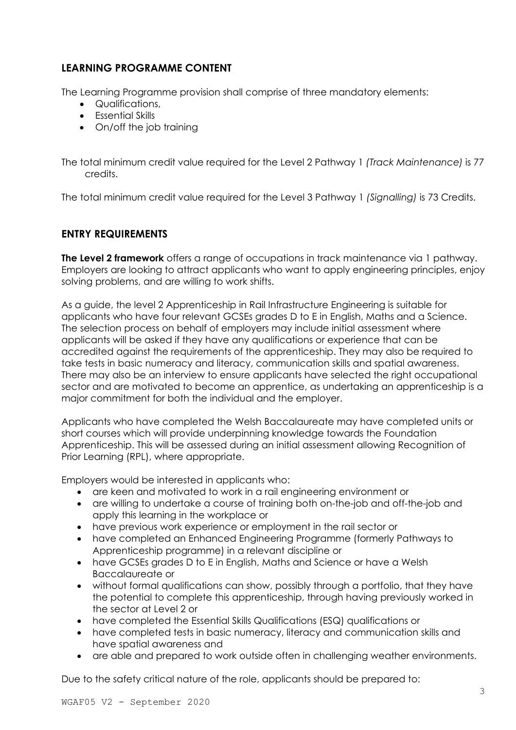## LEARNING PROGRAMME CONTENT

The Learning Programme provision shall comprise of three mandatory elements:

- Qualifications,
- Essential Skills
- On/off the job training

The total minimum credit value required for the Level 2 Pathway 1 *(Track Maintenance)* is 77 credits.

The total minimum credit value required for the Level 3 Pathway 1 *(Signalling)* is 73 Credits.

## ENTRY REQUIREMENTS

**The Level 2 framework** offers a range of occupations in track maintenance via 1 pathway. Employers are looking to attract applicants who want to apply engineering principles, enjoy solving problems, and are willing to work shifts.

As a guide, the level 2 Apprenticeship in Rail Infrastructure Engineering is suitable for applicants who have four relevant GCSEs grades D to E in English, Maths and a Science. The selection process on behalf of employers may include initial assessment where applicants will be asked if they have any qualifications or experience that can be accredited against the requirements of the apprenticeship. They may also be required to take tests in basic numeracy and literacy, communication skills and spatial awareness. There may also be an interview to ensure applicants have selected the right occupational sector and are motivated to become an apprentice, as undertaking an apprenticeship is a major commitment for both the individual and the employer.

Applicants who have completed the Welsh Baccalaureate may have completed units or short courses which will provide underpinning knowledge towards the Foundation Apprenticeship. This will be assessed during an initial assessment allowing Recognition of Prior Learning (RPL), where appropriate.

Employers would be interested in applicants who:

- are keen and motivated to work in a rail engineering environment or
- are willing to undertake a course of training both on-the-job and off-the-job and apply this learning in the workplace or
- have previous work experience or employment in the rail sector or
- have completed an Enhanced Engineering Programme (formerly Pathways to Apprenticeship programme) in a relevant discipline or
- have GCSEs grades D to E in English, Maths and Science or have a Welsh Baccalaureate or
- without formal qualifications can show, possibly through a portfolio, that they have the potential to complete this apprenticeship, through having previously worked in the sector at Level 2 or
- have completed the Essential Skills Qualifications (ESQ) qualifications or
- have completed tests in basic numeracy, literacy and communication skills and have spatial awareness and
- are able and prepared to work outside often in challenging weather environments.

Due to the safety critical nature of the role, applicants should be prepared to: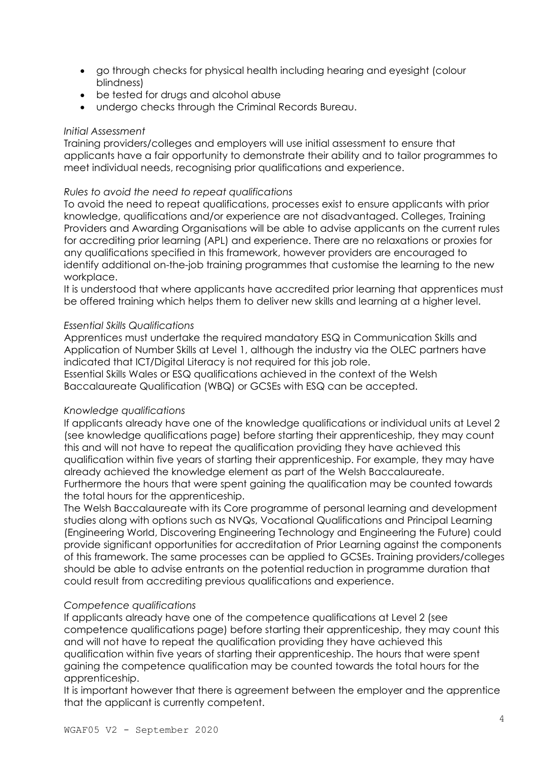- go through checks for physical health including hearing and eyesight (colour blindness)
- be tested for drugs and alcohol abuse
- undergo checks through the Criminal Records Bureau.

*Initial Assessment*

Training providers/colleges and employers will use initial assessment to ensure that applicants have a fair opportunity to demonstrate their ability and to tailor programmes to meet individual needs, recognising prior qualifications and experience.

*Rules to avoid the need to repeat qualifications*

To avoid the need to repeat qualifications, processes exist to ensure applicants with prior knowledge, qualifications and/or experience are not disadvantaged. Colleges, Training Providers and Awarding Organisations will be able to advise applicants on the current rules for accrediting prior learning (APL) and experience. There are no relaxations or proxies for any qualifications specified in this framework, however providers are encouraged to identify additional on-the-job training programmes that customise the learning to the new workplace.

It is understood that where applicants have accredited prior learning that apprentices must be offered training which helps them to deliver new skills and learning at a higher level.

*Essential Skills Qualifications*

Apprentices must undertake the required mandatory ESQ in Communication Skills and Application of Number Skills at Level 1, although the industry via the OLEC partners have indicated that ICT/Digital Literacy is not required for this job role.

Essential Skills Wales or ESQ qualifications achieved in the context of the Welsh Baccalaureate Qualification (WBQ) or GCSEs with ESQ can be accepted.

*Knowledge qualifications*

If applicants already have one of the knowledge qualifications or individual units at Level 2 (see knowledge qualifications page) before starting their apprenticeship, they may count this and will not have to repeat the qualification providing they have achieved this qualification within five years of starting their apprenticeship. For example, they may have already achieved the knowledge element as part of the Welsh Baccalaureate. Furthermore the hours that were spent gaining the qualification may be counted towards the total hours for the apprenticeship.

The Welsh Baccalaureate with its Core programme of personal learning and development studies along with options such as NVQs, Vocational Qualifications and Principal Learning (Engineering World, Discovering Engineering Technology and Engineering the Future) could provide significant opportunities for accreditation of Prior Learning against the components of this framework. The same processes can be applied to GCSEs. Training providers/colleges should be able to advise entrants on the potential reduction in programme duration that could result from accrediting previous qualifications and experience.

*Competence qualifications*

If applicants already have one of the competence qualifications at Level 2 (see competence qualifications page) before starting their apprenticeship, they may count this and will not have to repeat the qualification providing they have achieved this qualification within five years of starting their apprenticeship. The hours that were spent gaining the competence qualification may be counted towards the total hours for the apprenticeship.

It is important however that there is agreement between the employer and the apprentice that the applicant is currently competent.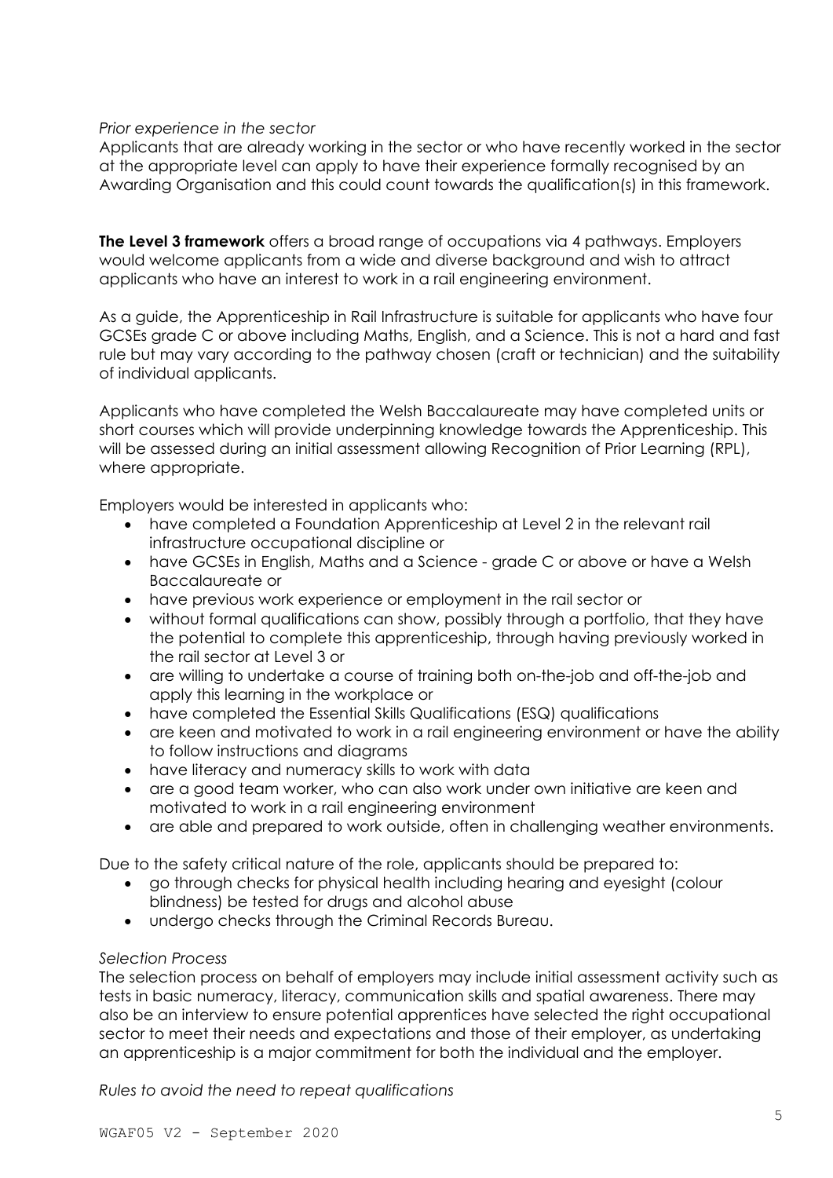*Prior experience in the sector*

Applicants that are already working in the sector or who have recently worked in the sector at the appropriate level can apply to have their experience formally recognised by an Awarding Organisation and this could count towards the qualification(s) in this framework.

**The Level 3 framework** offers a broad range of occupations via 4 pathways. Employers would welcome applicants from a wide and diverse background and wish to attract applicants who have an interest to work in a rail engineering environment.

As a guide, the Apprenticeship in Rail Infrastructure is suitable for applicants who have four GCSEs grade C or above including Maths, English, and a Science. This is not a hard and fast rule but may vary according to the pathway chosen (craft or technician) and the suitability of individual applicants.

Applicants who have completed the Welsh Baccalaureate may have completed units or short courses which will provide underpinning knowledge towards the Apprenticeship. This will be assessed during an initial assessment allowing Recognition of Prior Learning (RPL), where appropriate.

Employers would be interested in applicants who:

- have completed a Foundation Apprenticeship at Level 2 in the relevant rail infrastructure occupational discipline or
- have GCSEs in English, Maths and a Science - grade C or above or have a Welsh Baccalaureate or
- have previous work experience or employment in the rail sector or
- without formal qualifications can show, possibly through a portfolio, that they have the potential to complete this apprenticeship, through having previously worked in the rail sector at Level 3 or
- are willing to undertake a course of training both on-the-job and off-the-job and apply this learning in the workplace or
- have completed the Essential Skills Qualifications (ESQ) qualifications
- are keen and motivated to work in a rail engineering environment or have the ability to follow instructions and diagrams
- have literacy and numeracy skills to work with data
- are a good team worker, who can also work under own initiative are keen and motivated to work in a rail engineering environment
- are able and prepared to work outside, often in challenging weather environments.

Due to the safety critical nature of the role, applicants should be prepared to:

- go through checks for physical health including hearing and eyesight (colour blindness) be tested for drugs and alcohol abuse
- undergo checks through the Criminal Records Bureau.

*Selection Process*

The selection process on behalf of employers may include initial assessment activity such as tests in basic numeracy, literacy, communication skills and spatial awareness. There may also be an interview to ensure potential apprentices have selected the right occupational sector to meet their needs and expectations and those of their employer, as undertaking an apprenticeship is a major commitment for both the individual and the employer.

*Rules to avoid the need to repeat qualifications*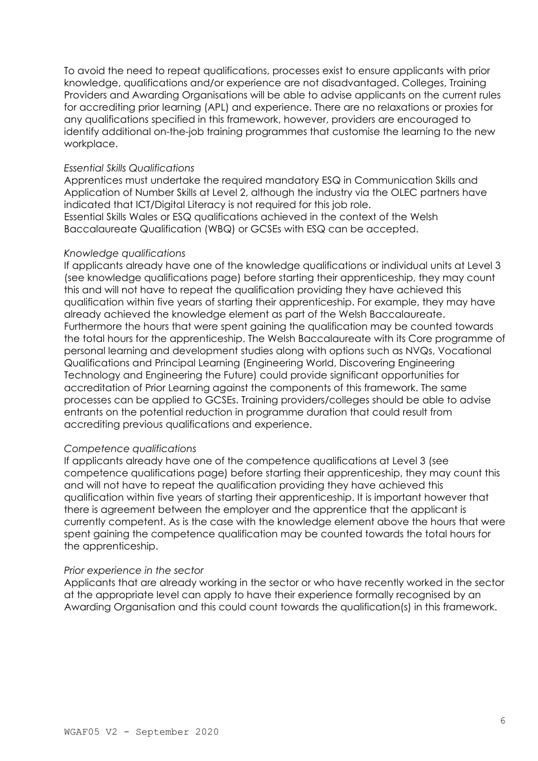To avoid the need to repeat qualifications, processes exist to ensure applicants with prior knowledge, qualifications and/or experience are not disadvantaged. Colleges, Training Providers and Awarding Organisations will be able to advise applicants on the current rules for accrediting prior learning (APL) and experience. There are no relaxations or proxies for any qualifications specified in this framework, however, providers are encouraged to identify additional on-the-job training programmes that customise the learning to the new workplace.

*Essential Skills Qualifications*

Apprentices must undertake the required mandatory ESQ in Communication Skills and Application of Number Skills at Level 2, although the industry via the OLEC partners have indicated that ICT/Digital Literacy is not required for this job role.
Essential Skills Wales or ESQ qualifications achieved in the context of the Welsh Baccalaureate Qualification (WBQ) or GCSEs with ESQ can be accepted.

*Knowledge qualifications*

If applicants already have one of the knowledge qualifications or individual units at Level 3 (see knowledge qualifications page) before starting their apprenticeship, they may count this and will not have to repeat the qualification providing they have achieved this qualification within five years of starting their apprenticeship. For example, they may have already achieved the knowledge element as part of the Welsh Baccalaureate. Furthermore the hours that were spent gaining the qualification may be counted towards the total hours for the apprenticeship. The Welsh Baccalaureate with its Core programme of personal learning and development studies along with options such as NVQs, Vocational Qualifications and Principal Learning (Engineering World, Discovering Engineering Technology and Engineering the Future) could provide significant opportunities for accreditation of Prior Learning against the components of this framework. The same processes can be applied to GCSEs. Training providers/colleges should be able to advise entrants on the potential reduction in programme duration that could result from accrediting previous qualifications and experience.

*Competence qualifications*

If applicants already have one of the competence qualifications at Level 3 (see competence qualifications page) before starting their apprenticeship, they may count this and will not have to repeat the qualification providing they have achieved this qualification within five years of starting their apprenticeship. It is important however that there is agreement between the employer and the apprentice that the applicant is currently competent. As is the case with the knowledge element above the hours that were spent gaining the competence qualification may be counted towards the total hours for the apprenticeship.

*Prior experience in the sector*

Applicants that are already working in the sector or who have recently worked in the sector at the appropriate level can apply to have their experience formally recognised by an Awarding Organisation and this could count towards the qualification(s) in this framework.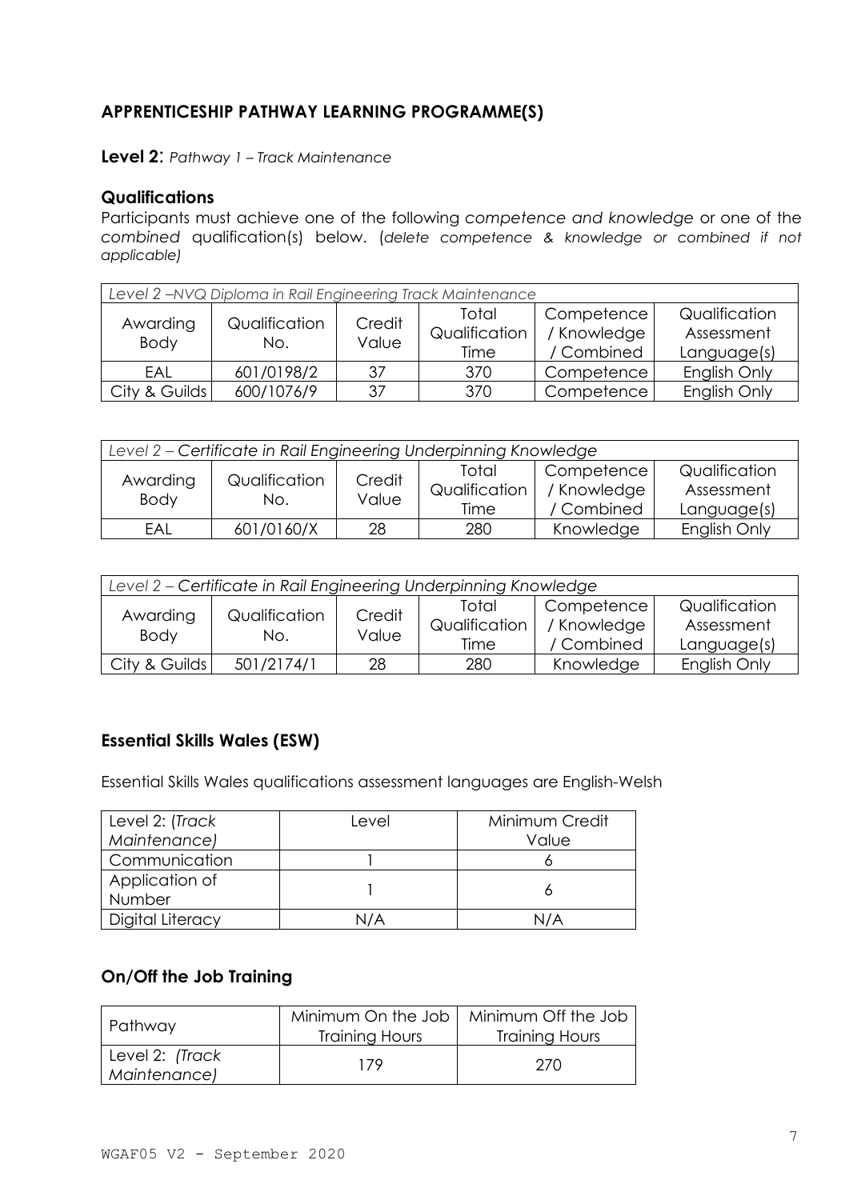## APPRENTICESHIP PATHWAY LEARNING PROGRAMME(S)

**Level 2**: *Pathway 1 – Track Maintenance*

### Qualifications

Participants must achieve one of the following *competence and knowledge* or one of the *combined* qualification(s) below. (*delete competence & knowledge or combined if not applicable)*

| *Level 2 –NVQ Diploma in Rail Engineering Track Maintenance* | | | | | |
|---|---|---|---|---|---|
| Awarding Body | Qualification No. | Credit Value | Total Qualification Time | Competence / Knowledge / Combined | Qualification Assessment Language(s) |
| EAL | 601/0198/2 | 37 | 370 | Competence | English Only |
| City & Guilds | 600/1076/9 | 37 | 370 | Competence | English Only |

| *Level 2 – Certificate in Rail Engineering Underpinning Knowledge* | | | | | |
|---|---|---|---|---|---|
| Awarding Body | Qualification No. | Credit Value | Total Qualification Time | Competence / Knowledge / Combined | Qualification Assessment Language(s) |
| EAL | 601/0160/X | 28 | 280 | Knowledge | English Only |

| *Level 2 – Certificate in Rail Engineering Underpinning Knowledge* | | | | | |
|---|---|---|---|---|---|
| Awarding Body | Qualification No. | Credit Value | Total Qualification Time | Competence / Knowledge / Combined | Qualification Assessment Language(s) |
| City & Guilds | 501/2174/1 | 28 | 280 | Knowledge | English Only |

### Essential Skills Wales (ESW)

Essential Skills Wales qualifications assessment languages are English-Welsh

| Level 2: (*Track Maintenance)* | Level | Minimum Credit Value |
|---|---|---|
| Communication | 1 | 6 |
| Application of Number | 1 | 6 |
| Digital Literacy | N/A | N/A |

### On/Off the Job Training

| Pathway | Minimum On the Job Training Hours | Minimum Off the Job Training Hours |
|---|---|---|
| Level 2: *(Track Maintenance)* | 179 | 270 |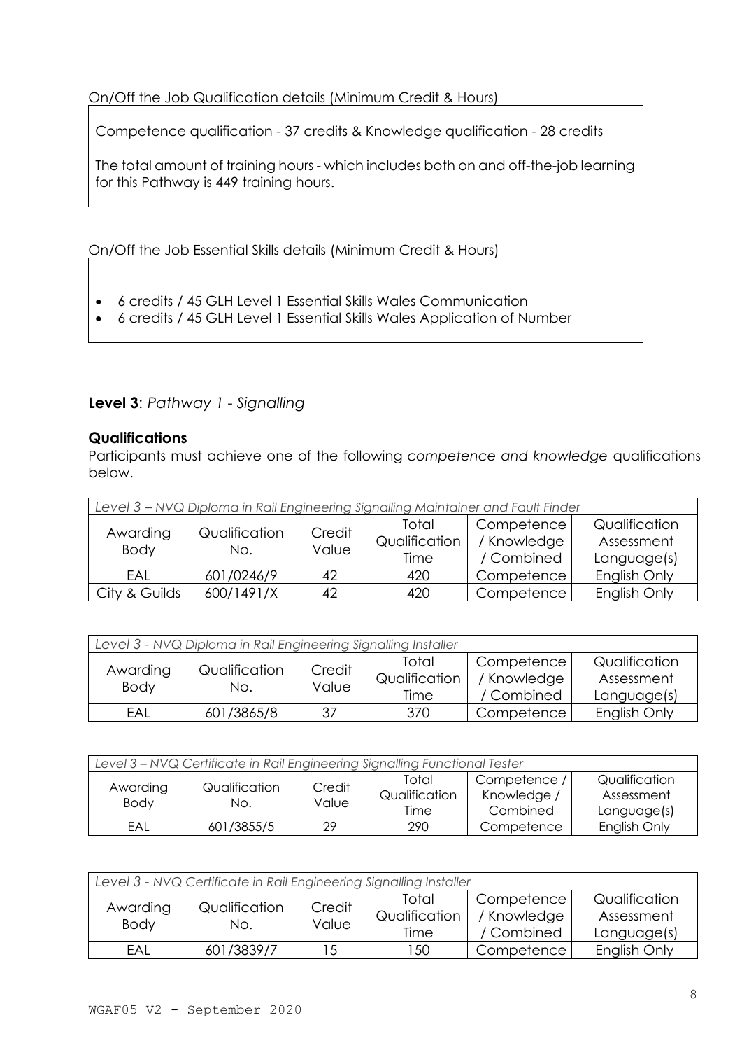On/Off the Job Qualification details (Minimum Credit & Hours)

Competence qualification - 37 credits & Knowledge qualification - 28 credits

The total amount of training hours - which includes both on and off-the-job learning for this Pathway is 449 training hours.

On/Off the Job Essential Skills details (Minimum Credit & Hours)

- 6 credits / 45 GLH Level 1 Essential Skills Wales Communication
- 6 credits / 45 GLH Level 1 Essential Skills Wales Application of Number

## **Level 3**: *Pathway 1 - Signalling*

### Qualifications

Participants must achieve one of the following *competence and knowledge* qualifications below.

| *Level 3 – NVQ Diploma in Rail Engineering Signalling Maintainer and Fault Finder* | | | | | |
|---|---|---|---|---|---|
| Awarding Body | Qualification No. | Credit Value | Total Qualification Time | Competence / Knowledge / Combined | Qualification Assessment Language(s) |
| EAL | 601/0246/9 | 42 | 420 | Competence | English Only |
| City & Guilds | 600/1491/X | 42 | 420 | Competence | English Only |

| *Level 3 - NVQ Diploma in Rail Engineering Signalling Installer* | | | | | |
|---|---|---|---|---|---|
| Awarding Body | Qualification No. | Credit Value | Total Qualification Time | Competence / Knowledge / Combined | Qualification Assessment Language(s) |
| EAL | 601/3865/8 | 37 | 370 | Competence | English Only |

| *Level 3 – NVQ Certificate in Rail Engineering Signalling Functional Tester* | | | | | |
|---|---|---|---|---|---|
| Awarding Body | Qualification No. | Credit Value | Total Qualification Time | Competence / Knowledge / Combined | Qualification Assessment Language(s) |
| EAL | 601/3855/5 | 29 | 290 | Competence | English Only |

| *Level 3 - NVQ Certificate in Rail Engineering Signalling Installer* | | | | | |
|---|---|---|---|---|---|
| Awarding Body | Qualification No. | Credit Value | Total Qualification Time | Competence / Knowledge / Combined | Qualification Assessment Language(s) |
| EAL | 601/3839/7 | 15 | 150 | Competence | English Only |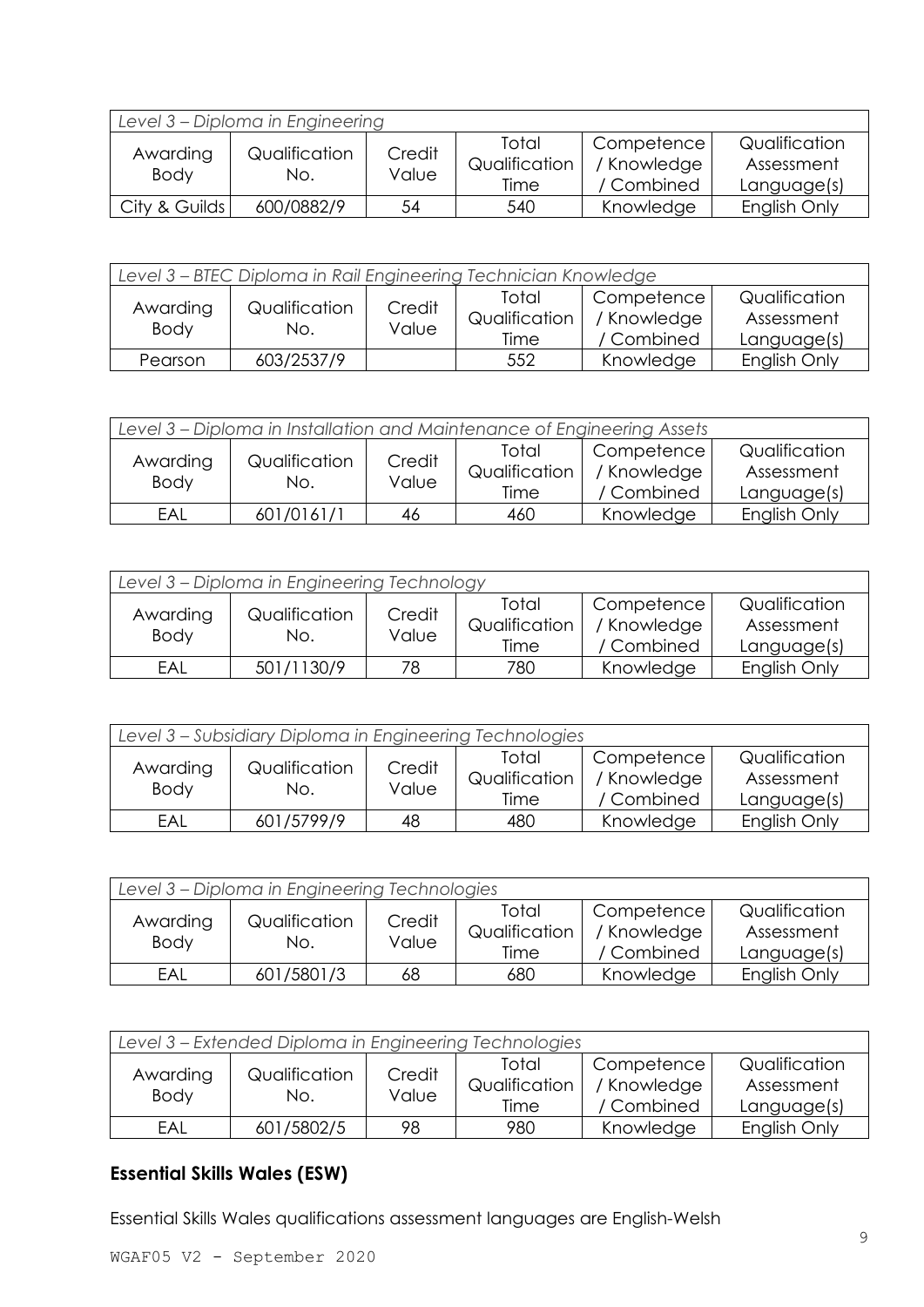| *Level 3 – Diploma in Engineering* | | | | | |
|---|---|---|---|---|---|
| Awarding Body | Qualification No. | Credit Value | Total Qualification Time | Competence / Knowledge / Combined | Qualification Assessment Language(s) |
| City & Guilds | 600/0882/9 | 54 | 540 | Knowledge | English Only |

| *Level 3 – BTEC Diploma in Rail Engineering Technician Knowledge* | | | | | |
|---|---|---|---|---|---|
| Awarding Body | Qualification No. | Credit Value | Total Qualification Time | Competence / Knowledge / Combined | Qualification Assessment Language(s) |
| Pearson | 603/2537/9 | | 552 | Knowledge | English Only |

| *Level 3 – Diploma in Installation and Maintenance of Engineering Assets* | | | | | |
|---|---|---|---|---|---|
| Awarding Body | Qualification No. | Credit Value | Total Qualification Time | Competence / Knowledge / Combined | Qualification Assessment Language(s) |
| EAL | 601/0161/1 | 46 | 460 | Knowledge | English Only |

| *Level 3 – Diploma in Engineering Technology* | | | | | |
|---|---|---|---|---|---|
| Awarding Body | Qualification No. | Credit Value | Total Qualification Time | Competence / Knowledge / Combined | Qualification Assessment Language(s) |
| EAL | 501/1130/9 | 78 | 780 | Knowledge | English Only |

| *Level 3 – Subsidiary Diploma in Engineering Technologies* | | | | | |
|---|---|---|---|---|---|
| Awarding Body | Qualification No. | Credit Value | Total Qualification Time | Competence / Knowledge / Combined | Qualification Assessment Language(s) |
| EAL | 601/5799/9 | 48 | 480 | Knowledge | English Only |

| *Level 3 – Diploma in Engineering Technologies* | | | | | |
|---|---|---|---|---|---|
| Awarding Body | Qualification No. | Credit Value | Total Qualification Time | Competence / Knowledge / Combined | Qualification Assessment Language(s) |
| EAL | 601/5801/3 | 68 | 680 | Knowledge | English Only |

| *Level 3 – Extended Diploma in Engineering Technologies* | | | | | |
|---|---|---|---|---|---|
| Awarding Body | Qualification No. | Credit Value | Total Qualification Time | Competence / Knowledge / Combined | Qualification Assessment Language(s) |
| EAL | 601/5802/5 | 98 | 980 | Knowledge | English Only |

## Essential Skills Wales (ESW)

Essential Skills Wales qualifications assessment languages are English-Welsh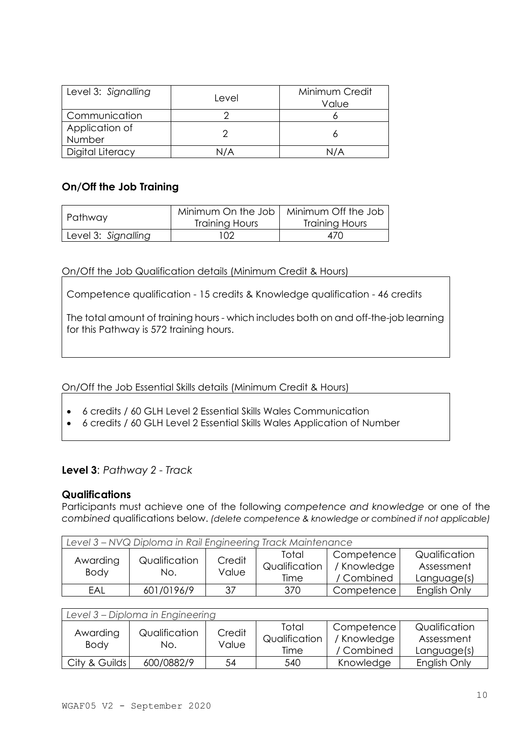| Level 3: *Signalling* | Level | Minimum Credit Value |
|---|---|---|
| Communication | 2 | 6 |
| Application of Number | 2 | 6 |
| Digital Literacy | N/A | N/A |

### On/Off the Job Training

| Pathway | Minimum On the Job Training Hours | Minimum Off the Job Training Hours |
|---|---|---|
| Level 3: *Signalling* | 102 | 470 |

On/Off the Job Qualification details (Minimum Credit & Hours)

Competence qualification - 15 credits & Knowledge qualification - 46 credits

The total amount of training hours - which includes both on and off-the-job learning for this Pathway is 572 training hours.

On/Off the Job Essential Skills details (Minimum Credit & Hours)

- 6 credits / 60 GLH Level 2 Essential Skills Wales Communication
- 6 credits / 60 GLH Level 2 Essential Skills Wales Application of Number

### **Level 3**: *Pathway 2 - Track*

### Qualifications

Participants must achieve one of the following *competence and knowledge* or one of the *combined* qualifications below. *(delete competence & knowledge or combined if not applicable)*

| *Level 3 – NVQ Diploma in Rail Engineering Track Maintenance* | | | | | |
|---|---|---|---|---|---|
| Awarding Body | Qualification No. | Credit Value | Total Qualification Time | Competence / Knowledge / Combined | Qualification Assessment Language(s) |
| EAL | 601/0196/9 | 37 | 370 | Competence | English Only |

| *Level 3 – Diploma in Engineering* | | | | | |
|---|---|---|---|---|---|
| Awarding Body | Qualification No. | Credit Value | Total Qualification Time | Competence / Knowledge / Combined | Qualification Assessment Language(s) |
| City & Guilds | 600/0882/9 | 54 | 540 | Knowledge | English Only |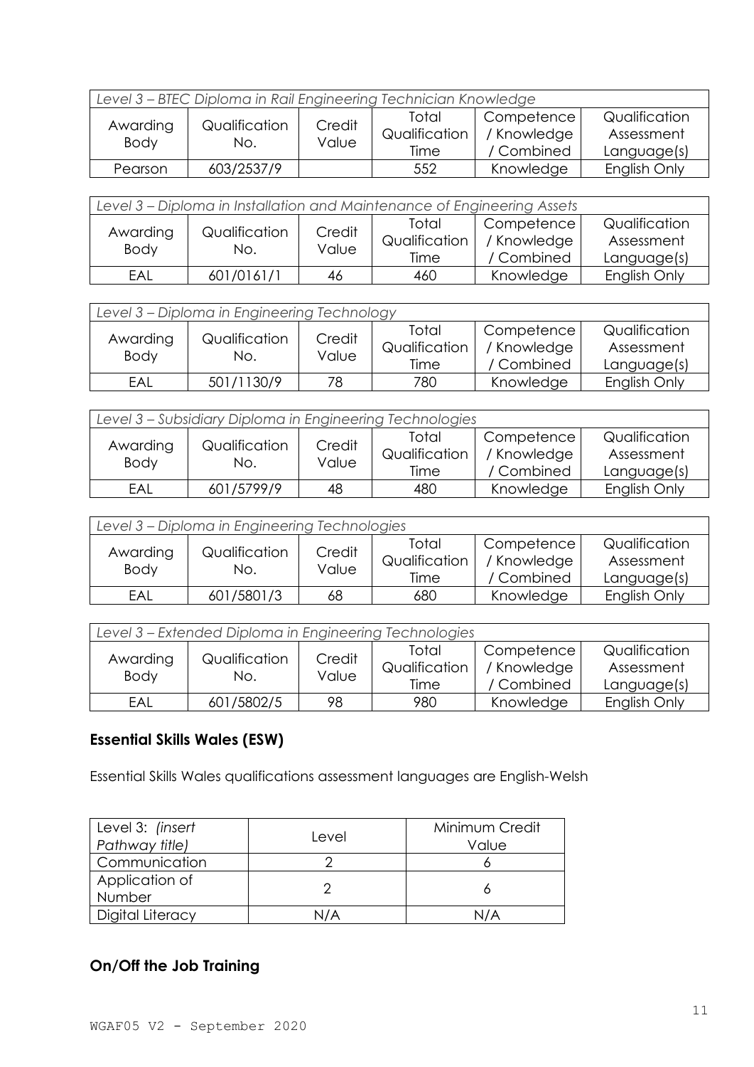| *Level 3 – BTEC Diploma in Rail Engineering Technician Knowledge* | | | | | |
|---|---|---|---|---|---|
| Awarding Body | Qualification No. | Credit Value | Total Qualification Time | Competence / Knowledge / Combined | Qualification Assessment Language(s) |
| Pearson | 603/2537/9 | | 552 | Knowledge | English Only |

| *Level 3 – Diploma in Installation and Maintenance of Engineering Assets* | | | | | |
|---|---|---|---|---|---|
| Awarding Body | Qualification No. | Credit Value | Total Qualification Time | Competence / Knowledge / Combined | Qualification Assessment Language(s) |
| EAL | 601/0161/1 | 46 | 460 | Knowledge | English Only |

| *Level 3 – Diploma in Engineering Technology* | | | | | |
|---|---|---|---|---|---|
| Awarding Body | Qualification No. | Credit Value | Total Qualification Time | Competence / Knowledge / Combined | Qualification Assessment Language(s) |
| EAL | 501/1130/9 | 78 | 780 | Knowledge | English Only |

| *Level 3 – Subsidiary Diploma in Engineering Technologies* | | | | | |
|---|---|---|---|---|---|
| Awarding Body | Qualification No. | Credit Value | Total Qualification Time | Competence / Knowledge / Combined | Qualification Assessment Language(s) |
| EAL | 601/5799/9 | 48 | 480 | Knowledge | English Only |

| *Level 3 – Diploma in Engineering Technologies* | | | | | |
|---|---|---|---|---|---|
| Awarding Body | Qualification No. | Credit Value | Total Qualification Time | Competence / Knowledge / Combined | Qualification Assessment Language(s) |
| EAL | 601/5801/3 | 68 | 680 | Knowledge | English Only |

| *Level 3 – Extended Diploma in Engineering Technologies* | | | | | |
|---|---|---|---|---|---|
| Awarding Body | Qualification No. | Credit Value | Total Qualification Time | Competence / Knowledge / Combined | Qualification Assessment Language(s) |
| EAL | 601/5802/5 | 98 | 980 | Knowledge | English Only |

## Essential Skills Wales (ESW)

Essential Skills Wales qualifications assessment languages are English-Welsh

| Level 3: *(insert Pathway title)* | Level | Minimum Credit Value |
|---|---|---|
| Communication | 2 | 6 |
| Application of Number | 2 | 6 |
| Digital Literacy | N/A | N/A |

## On/Off the Job Training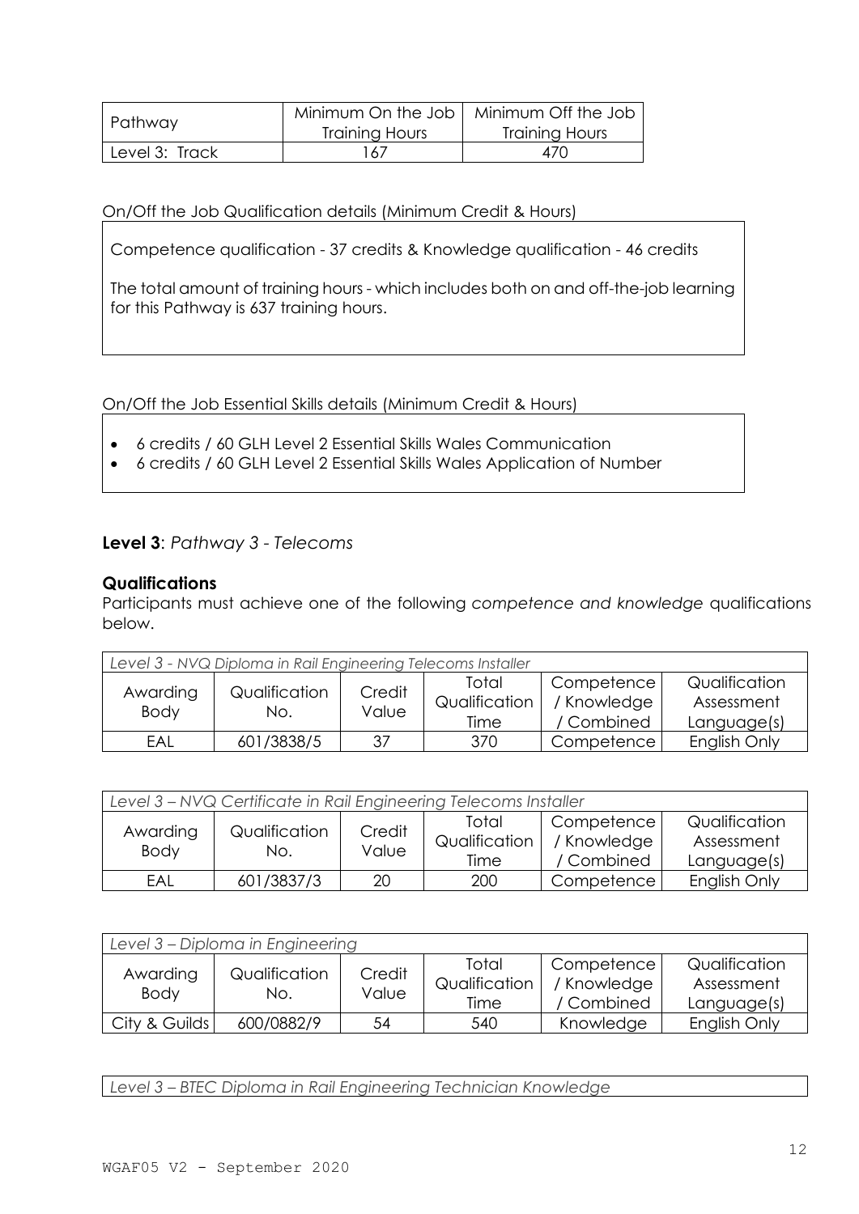| Pathway | Minimum On the Job Training Hours | Minimum Off the Job Training Hours |
|---|---|---|
| Level 3: Track | 167 | 470 |

On/Off the Job Qualification details (Minimum Credit & Hours)

Competence qualification - 37 credits & Knowledge qualification - 46 credits

The total amount of training hours - which includes both on and off-the-job learning for this Pathway is 637 training hours.

On/Off the Job Essential Skills details (Minimum Credit & Hours)

- 6 credits / 60 GLH Level 2 Essential Skills Wales Communication
- 6 credits / 60 GLH Level 2 Essential Skills Wales Application of Number

**Level 3**: *Pathway 3 - Telecoms*

**Qualifications**

Participants must achieve one of the following *competence and knowledge* qualifications below.

| *Level 3 - NVQ Diploma in Rail Engineering Telecoms Installer* | | | | | |
|---|---|---|---|---|---|
| Awarding Body | Qualification No. | Credit Value | Total Qualification Time | Competence / Knowledge / Combined | Qualification Assessment Language(s) |
| EAL | 601/3838/5 | 37 | 370 | Competence | English Only |

| *Level 3 – NVQ Certificate in Rail Engineering Telecoms Installer* | | | | | |
|---|---|---|---|---|---|
| Awarding Body | Qualification No. | Credit Value | Total Qualification Time | Competence / Knowledge / Combined | Qualification Assessment Language(s) |
| EAL | 601/3837/3 | 20 | 200 | Competence | English Only |

| *Level 3 – Diploma in Engineering* | | | | | |
|---|---|---|---|---|---|
| Awarding Body | Qualification No. | Credit Value | Total Qualification Time | Competence / Knowledge / Combined | Qualification Assessment Language(s) |
| City & Guilds | 600/0882/9 | 54 | 540 | Knowledge | English Only |

| *Level 3 – BTEC Diploma in Rail Engineering Technician Knowledge* |
|---|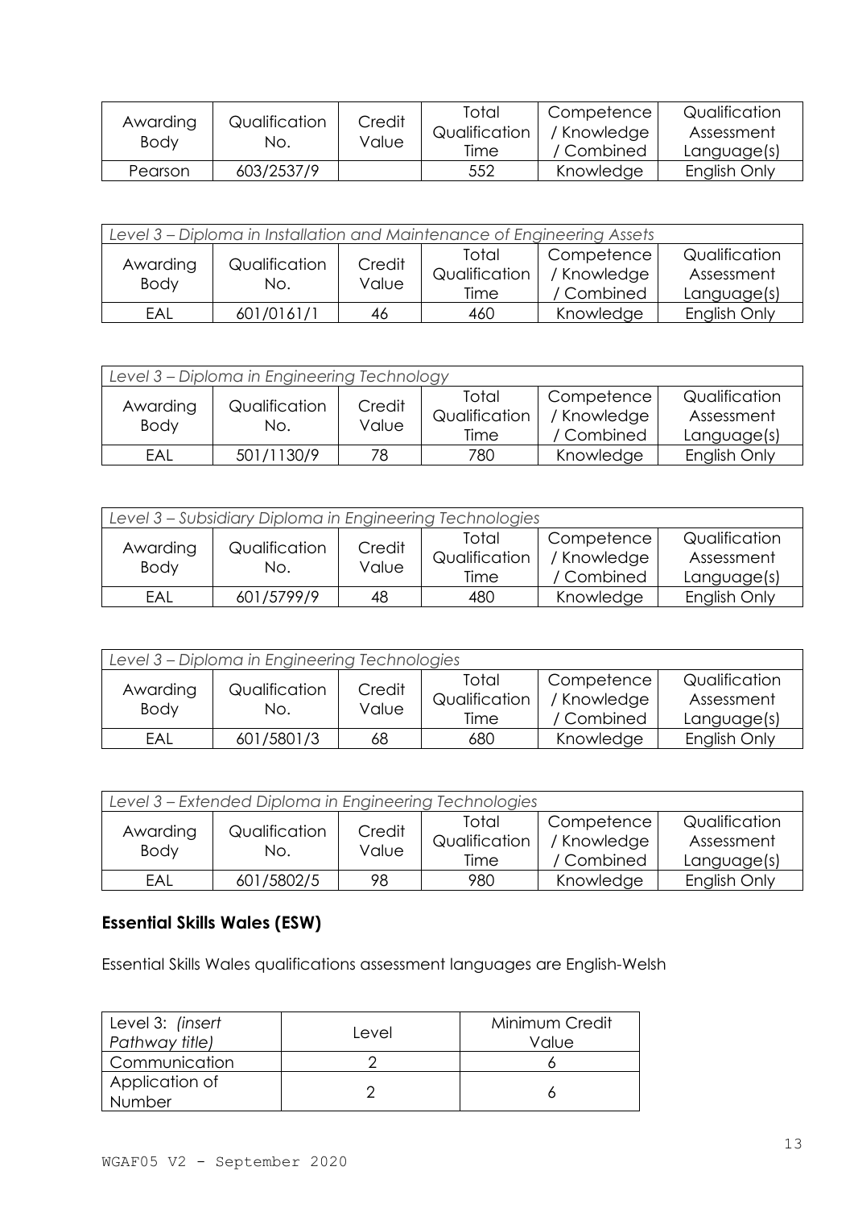| Awarding Body | Qualification No. | Credit Value | Total Qualification Time | Competence / Knowledge / Combined | Qualification Assessment Language(s) |
|---|---|---|---|---|---|
| Pearson | 603/2537/9 | | 552 | Knowledge | English Only |

| *Level 3 – Diploma in Installation and Maintenance of Engineering Assets* | | | | | |
|---|---|---|---|---|---|
| Awarding Body | Qualification No. | Credit Value | Total Qualification Time | Competence / Knowledge / Combined | Qualification Assessment Language(s) |
| EAL | 601/0161/1 | 46 | 460 | Knowledge | English Only |

| *Level 3 – Diploma in Engineering Technology* | | | | | |
|---|---|---|---|---|---|
| Awarding Body | Qualification No. | Credit Value | Total Qualification Time | Competence / Knowledge / Combined | Qualification Assessment Language(s) |
| EAL | 501/1130/9 | 78 | 780 | Knowledge | English Only |

| *Level 3 – Subsidiary Diploma in Engineering Technologies* | | | | | |
|---|---|---|---|---|---|
| Awarding Body | Qualification No. | Credit Value | Total Qualification Time | Competence / Knowledge / Combined | Qualification Assessment Language(s) |
| EAL | 601/5799/9 | 48 | 480 | Knowledge | English Only |

| *Level 3 – Diploma in Engineering Technologies* | | | | | |
|---|---|---|---|---|---|
| Awarding Body | Qualification No. | Credit Value | Total Qualification Time | Competence / Knowledge / Combined | Qualification Assessment Language(s) |
| EAL | 601/5801/3 | 68 | 680 | Knowledge | English Only |

| *Level 3 – Extended Diploma in Engineering Technologies* | | | | | |
|---|---|---|---|---|---|
| Awarding Body | Qualification No. | Credit Value | Total Qualification Time | Competence / Knowledge / Combined | Qualification Assessment Language(s) |
| EAL | 601/5802/5 | 98 | 980 | Knowledge | English Only |

## Essential Skills Wales (ESW)

Essential Skills Wales qualifications assessment languages are English-Welsh

| Level 3: *(insert Pathway title)* | Level | Minimum Credit Value |
|---|---|---|
| Communication | 2 | 6 |
| Application of Number | 2 | 6 |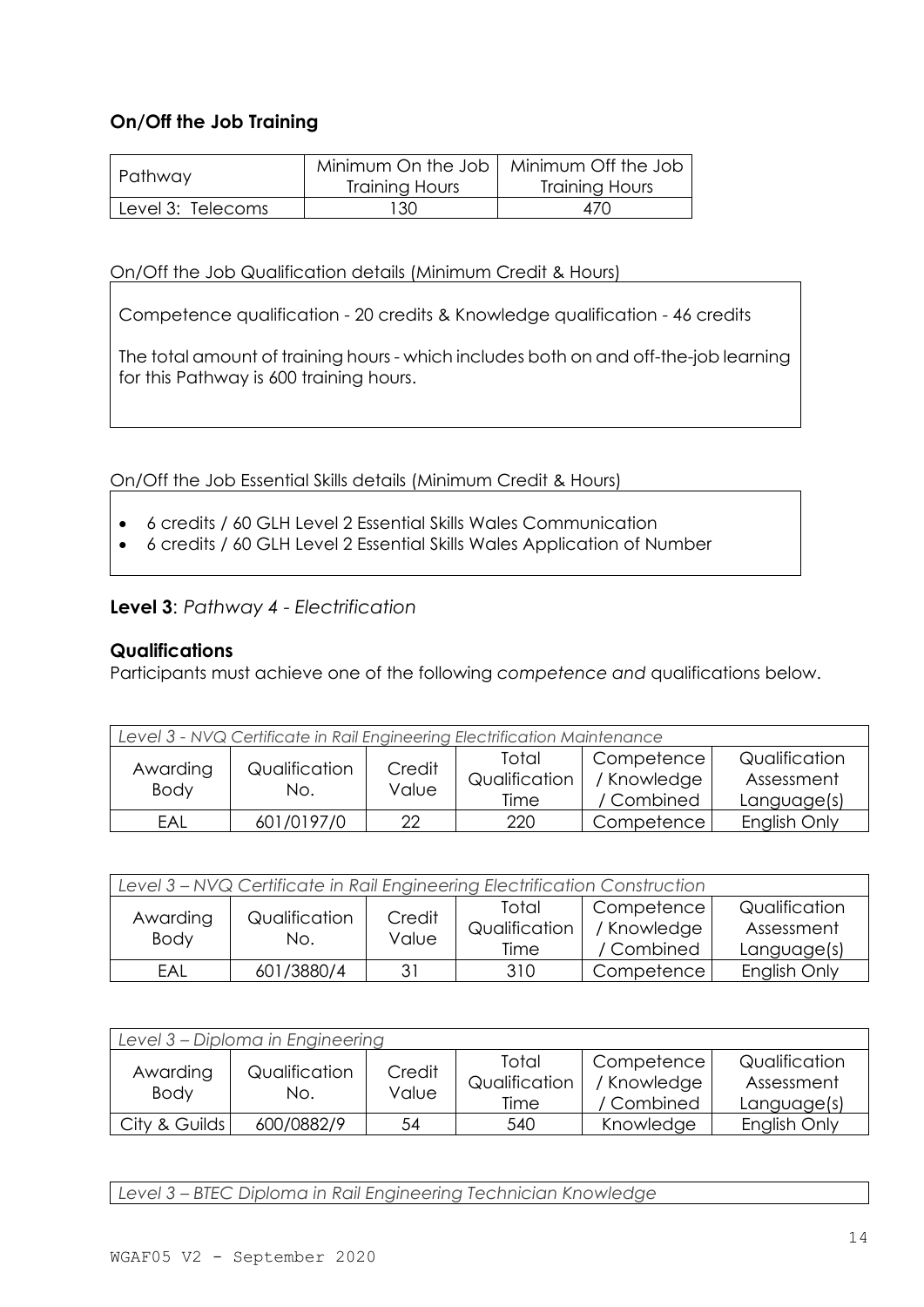### On/Off the Job Training

| Pathway | Minimum On the Job Training Hours | Minimum Off the Job Training Hours |
|---|---|---|
| Level 3: Telecoms | 130 | 470 |

On/Off the Job Qualification details (Minimum Credit & Hours)

Competence qualification - 20 credits & Knowledge qualification - 46 credits

The total amount of training hours - which includes both on and off-the-job learning for this Pathway is 600 training hours.

On/Off the Job Essential Skills details (Minimum Credit & Hours)

- 6 credits / 60 GLH Level 2 Essential Skills Wales Communication
- 6 credits / 60 GLH Level 2 Essential Skills Wales Application of Number

### **Level 3**: *Pathway 4 - Electrification*

### Qualifications

Participants must achieve one of the following *competence and* qualifications below.

| *Level 3 - NVQ Certificate in Rail Engineering Electrification Maintenance* | | | | | |
|---|---|---|---|---|---|
| Awarding Body | Qualification No. | Credit Value | Total Qualification Time | Competence / Knowledge / Combined | Qualification Assessment Language(s) |
| EAL | 601/0197/0 | 22 | 220 | Competence | English Only |

| *Level 3 – NVQ Certificate in Rail Engineering Electrification Construction* | | | | | |
|---|---|---|---|---|---|
| Awarding Body | Qualification No. | Credit Value | Total Qualification Time | Competence / Knowledge / Combined | Qualification Assessment Language(s) |
| EAL | 601/3880/4 | 31 | 310 | Competence | English Only |

| *Level 3 – Diploma in Engineering* | | | | | |
|---|---|---|---|---|---|
| Awarding Body | Qualification No. | Credit Value | Total Qualification Time | Competence / Knowledge / Combined | Qualification Assessment Language(s) |
| City & Guilds | 600/0882/9 | 54 | 540 | Knowledge | English Only |

| *Level 3 – BTEC Diploma in Rail Engineering Technician Knowledge* |
|---|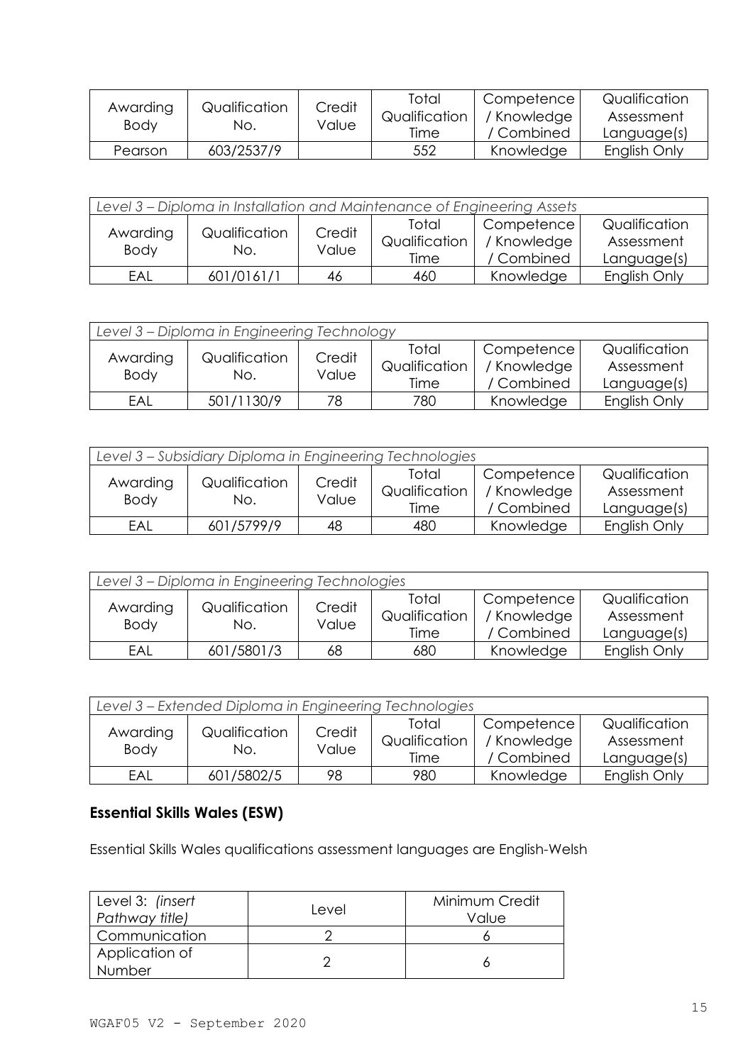| Awarding Body | Qualification No. | Credit Value | Total Qualification Time | Competence / Knowledge / Combined | Qualification Assessment Language(s) |
|---|---|---|---|---|---|
| Pearson | 603/2537/9 | | 552 | Knowledge | English Only |

| *Level 3 – Diploma in Installation and Maintenance of Engineering Assets* | | | | | |
|---|---|---|---|---|---|
| Awarding Body | Qualification No. | Credit Value | Total Qualification Time | Competence / Knowledge / Combined | Qualification Assessment Language(s) |
| EAL | 601/0161/1 | 46 | 460 | Knowledge | English Only |

| *Level 3 – Diploma in Engineering Technology* | | | | | |
|---|---|---|---|---|---|
| Awarding Body | Qualification No. | Credit Value | Total Qualification Time | Competence / Knowledge / Combined | Qualification Assessment Language(s) |
| EAL | 501/1130/9 | 78 | 780 | Knowledge | English Only |

| *Level 3 – Subsidiary Diploma in Engineering Technologies* | | | | | |
|---|---|---|---|---|---|
| Awarding Body | Qualification No. | Credit Value | Total Qualification Time | Competence / Knowledge / Combined | Qualification Assessment Language(s) |
| EAL | 601/5799/9 | 48 | 480 | Knowledge | English Only |

| *Level 3 – Diploma in Engineering Technologies* | | | | | |
|---|---|---|---|---|---|
| Awarding Body | Qualification No. | Credit Value | Total Qualification Time | Competence / Knowledge / Combined | Qualification Assessment Language(s) |
| EAL | 601/5801/3 | 68 | 680 | Knowledge | English Only |

| *Level 3 – Extended Diploma in Engineering Technologies* | | | | | |
|---|---|---|---|---|---|
| Awarding Body | Qualification No. | Credit Value | Total Qualification Time | Competence / Knowledge / Combined | Qualification Assessment Language(s) |
| EAL | 601/5802/5 | 98 | 980 | Knowledge | English Only |

## Essential Skills Wales (ESW)

Essential Skills Wales qualifications assessment languages are English-Welsh

| Level 3: *(insert Pathway title)* | Level | Minimum Credit Value |
|---|---|---|
| Communication | 2 | 6 |
| Application of Number | 2 | 6 |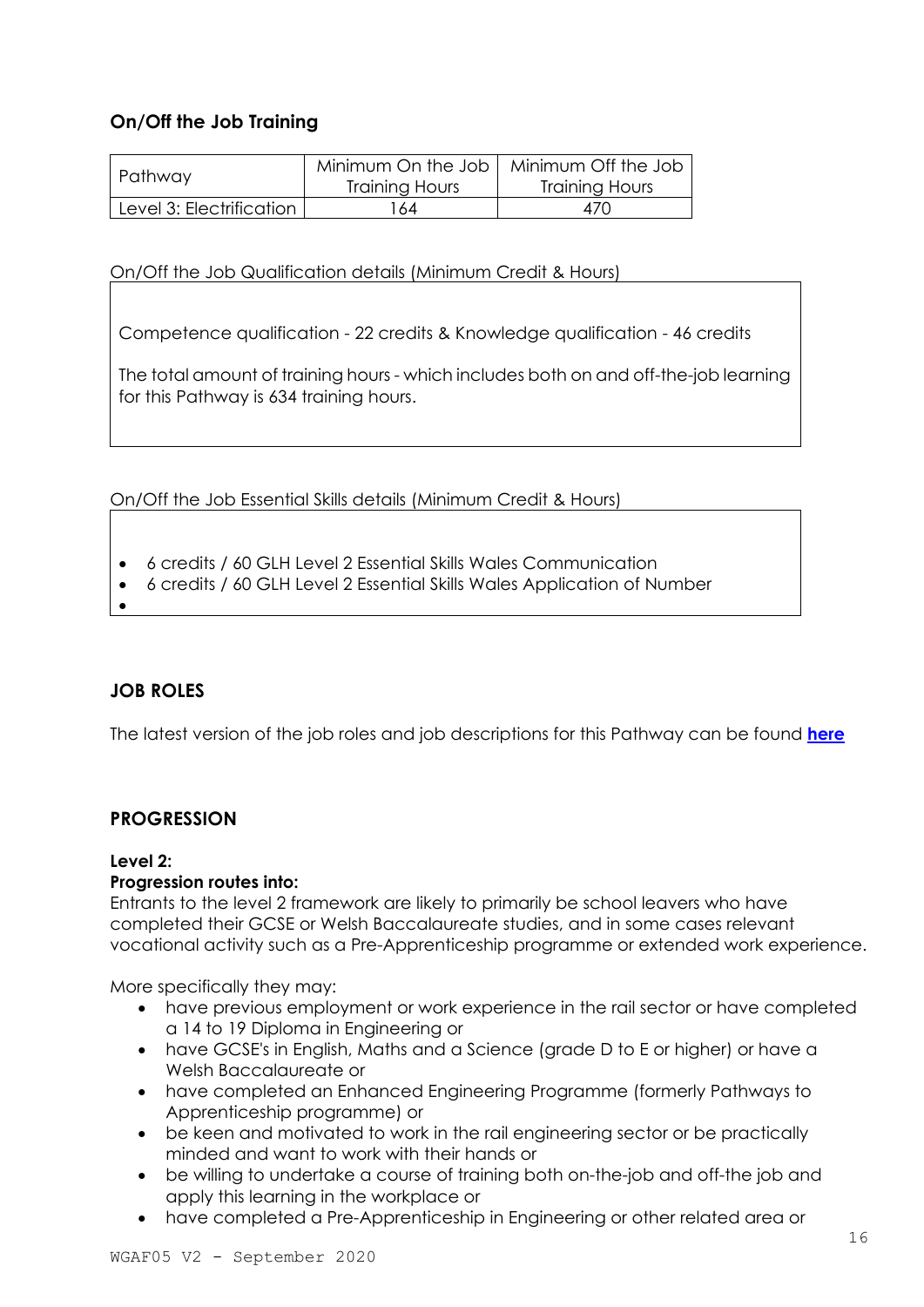## On/Off the Job Training

| Pathway | Minimum On the Job Training Hours | Minimum Off the Job Training Hours |
|---|---|---|
| Level 3: Electrification | 164 | 470 |

On/Off the Job Qualification details (Minimum Credit & Hours)

Competence qualification - 22 credits & Knowledge qualification - 46 credits

The total amount of training hours - which includes both on and off-the-job learning for this Pathway is 634 training hours.

On/Off the Job Essential Skills details (Minimum Credit & Hours)

- 6 credits / 60 GLH Level 2 Essential Skills Wales Communication
- 6 credits / 60 GLH Level 2 Essential Skills Wales Application of Number

## JOB ROLES

The latest version of the job roles and job descriptions for this Pathway can be found **here**

## PROGRESSION

**Level 2:**

**Progression routes into:**

Entrants to the level 2 framework are likely to primarily be school leavers who have completed their GCSE or Welsh Baccalaureate studies, and in some cases relevant vocational activity such as a Pre-Apprenticeship programme or extended work experience.

More specifically they may:

- have previous employment or work experience in the rail sector or have completed a 14 to 19 Diploma in Engineering or
- have GCSE's in English, Maths and a Science (grade D to E or higher) or have a Welsh Baccalaureate or
- have completed an Enhanced Engineering Programme (formerly Pathways to Apprenticeship programme) or
- be keen and motivated to work in the rail engineering sector or be practically minded and want to work with their hands or
- be willing to undertake a course of training both on-the-job and off-the job and apply this learning in the workplace or
- have completed a Pre-Apprenticeship in Engineering or other related area or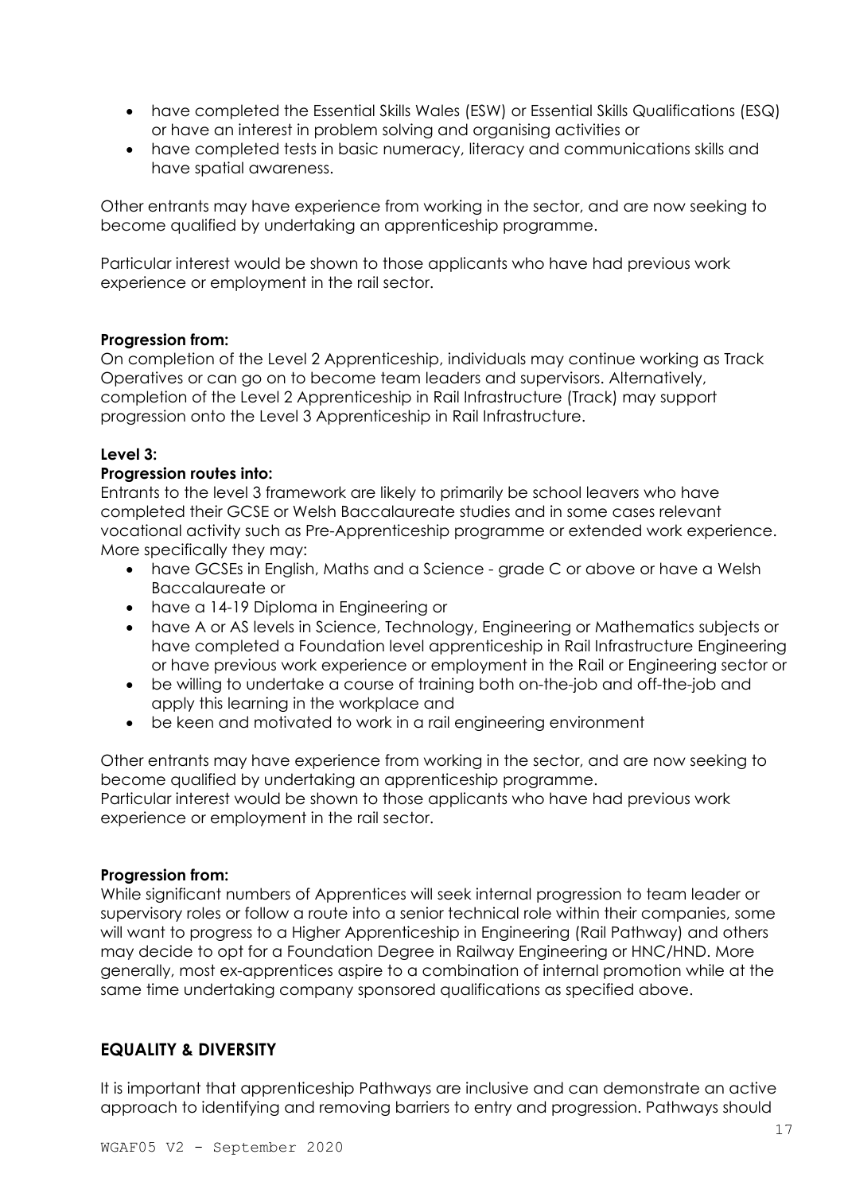- have completed the Essential Skills Wales (ESW) or Essential Skills Qualifications (ESQ) or have an interest in problem solving and organising activities or
- have completed tests in basic numeracy, literacy and communications skills and have spatial awareness.

Other entrants may have experience from working in the sector, and are now seeking to become qualified by undertaking an apprenticeship programme.

Particular interest would be shown to those applicants who have had previous work experience or employment in the rail sector.

**Progression from:**
On completion of the Level 2 Apprenticeship, individuals may continue working as Track Operatives or can go on to become team leaders and supervisors. Alternatively, completion of the Level 2 Apprenticeship in Rail Infrastructure (Track) may support progression onto the Level 3 Apprenticeship in Rail Infrastructure.

**Level 3:**

**Progression routes into:**
Entrants to the level 3 framework are likely to primarily be school leavers who have completed their GCSE or Welsh Baccalaureate studies and in some cases relevant vocational activity such as Pre-Apprenticeship programme or extended work experience. More specifically they may:

- have GCSEs in English, Maths and a Science - grade C or above or have a Welsh Baccalaureate or
- have a 14-19 Diploma in Engineering or
- have A or AS levels in Science, Technology, Engineering or Mathematics subjects or have completed a Foundation level apprenticeship in Rail Infrastructure Engineering or have previous work experience or employment in the Rail or Engineering sector or
- be willing to undertake a course of training both on-the-job and off-the-job and apply this learning in the workplace and
- be keen and motivated to work in a rail engineering environment

Other entrants may have experience from working in the sector, and are now seeking to become qualified by undertaking an apprenticeship programme.
Particular interest would be shown to those applicants who have had previous work experience or employment in the rail sector.

**Progression from:**
While significant numbers of Apprentices will seek internal progression to team leader or supervisory roles or follow a route into a senior technical role within their companies, some will want to progress to a Higher Apprenticeship in Engineering (Rail Pathway) and others may decide to opt for a Foundation Degree in Railway Engineering or HNC/HND. More generally, most ex-apprentices aspire to a combination of internal promotion while at the same time undertaking company sponsored qualifications as specified above.

## EQUALITY & DIVERSITY

It is important that apprenticeship Pathways are inclusive and can demonstrate an active approach to identifying and removing barriers to entry and progression. Pathways should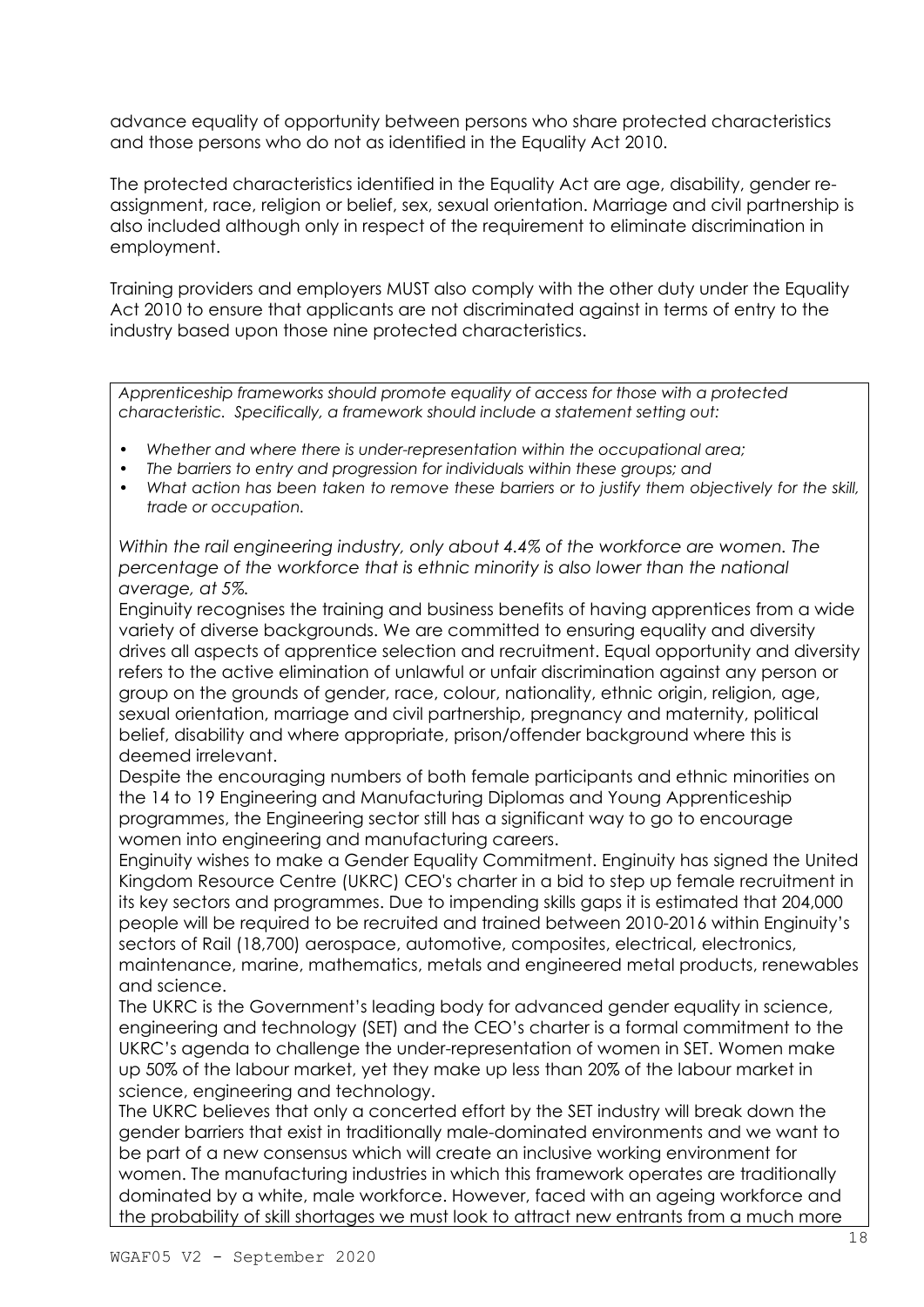advance equality of opportunity between persons who share protected characteristics and those persons who do not as identified in the Equality Act 2010.

The protected characteristics identified in the Equality Act are age, disability, gender re-assignment, race, religion or belief, sex, sexual orientation. Marriage and civil partnership is also included although only in respect of the requirement to eliminate discrimination in employment.

Training providers and employers MUST also comply with the other duty under the Equality Act 2010 to ensure that applicants are not discriminated against in terms of entry to the industry based upon those nine protected characteristics.

*Apprenticeship frameworks should promote equality of access for those with a protected characteristic. Specifically, a framework should include a statement setting out:*

- *Whether and where there is under-representation within the occupational area;*
- *The barriers to entry and progression for individuals within these groups; and*
- *What action has been taken to remove these barriers or to justify them objectively for the skill, trade or occupation.*

*Within the rail engineering industry, only about 4.4% of the workforce are women. The percentage of the workforce that is ethnic minority is also lower than the national average, at 5%.*

Enginuity recognises the training and business benefits of having apprentices from a wide variety of diverse backgrounds. We are committed to ensuring equality and diversity drives all aspects of apprentice selection and recruitment. Equal opportunity and diversity refers to the active elimination of unlawful or unfair discrimination against any person or group on the grounds of gender, race, colour, nationality, ethnic origin, religion, age, sexual orientation, marriage and civil partnership, pregnancy and maternity, political belief, disability and where appropriate, prison/offender background where this is deemed irrelevant.

Despite the encouraging numbers of both female participants and ethnic minorities on the 14 to 19 Engineering and Manufacturing Diplomas and Young Apprenticeship programmes, the Engineering sector still has a significant way to go to encourage women into engineering and manufacturing careers.

Enginuity wishes to make a Gender Equality Commitment. Enginuity has signed the United Kingdom Resource Centre (UKRC) CEO's charter in a bid to step up female recruitment in its key sectors and programmes. Due to impending skills gaps it is estimated that 204,000 people will be required to be recruited and trained between 2010-2016 within Enginuity's sectors of Rail (18,700) aerospace, automotive, composites, electrical, electronics, maintenance, marine, mathematics, metals and engineered metal products, renewables and science.

The UKRC is the Government's leading body for advanced gender equality in science, engineering and technology (SET) and the CEO's charter is a formal commitment to the UKRC's agenda to challenge the under-representation of women in SET. Women make up 50% of the labour market, yet they make up less than 20% of the labour market in science, engineering and technology.

The UKRC believes that only a concerted effort by the SET industry will break down the gender barriers that exist in traditionally male-dominated environments and we want to be part of a new consensus which will create an inclusive working environment for women. The manufacturing industries in which this framework operates are traditionally dominated by a white, male workforce. However, faced with an ageing workforce and the probability of skill shortages we must look to attract new entrants from a much more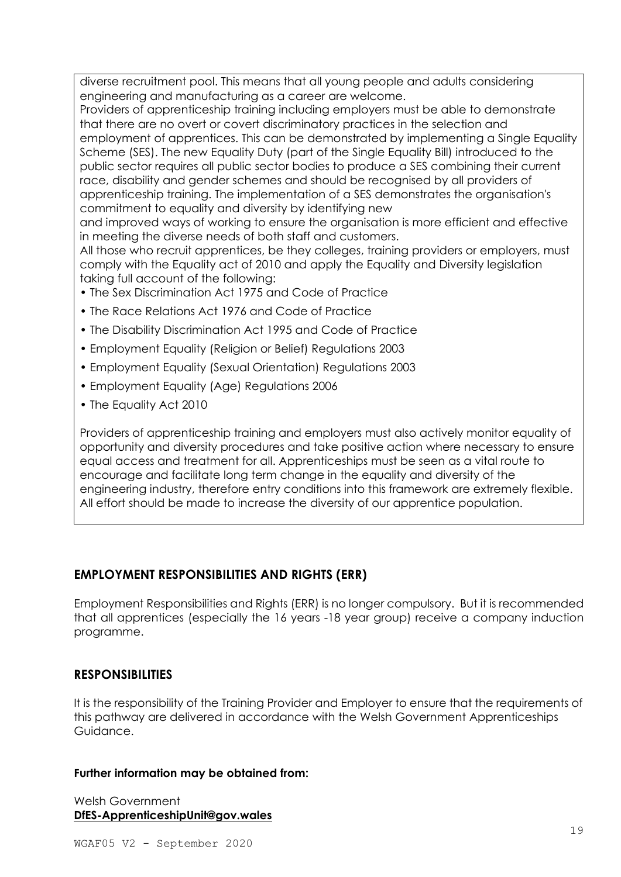diverse recruitment pool. This means that all young people and adults considering engineering and manufacturing as a career are welcome.
Providers of apprenticeship training including employers must be able to demonstrate that there are no overt or covert discriminatory practices in the selection and employment of apprentices. This can be demonstrated by implementing a Single Equality Scheme (SES). The new Equality Duty (part of the Single Equality Bill) introduced to the public sector requires all public sector bodies to produce a SES combining their current race, disability and gender schemes and should be recognised by all providers of apprenticeship training. The implementation of a SES demonstrates the organisation's commitment to equality and diversity by identifying new
and improved ways of working to ensure the organisation is more efficient and effective in meeting the diverse needs of both staff and customers.
All those who recruit apprentices, be they colleges, training providers or employers, must comply with the Equality act of 2010 and apply the Equality and Diversity legislation taking full account of the following:

- The Sex Discrimination Act 1975 and Code of Practice
- The Race Relations Act 1976 and Code of Practice
- The Disability Discrimination Act 1995 and Code of Practice
- Employment Equality (Religion or Belief) Regulations 2003
- Employment Equality (Sexual Orientation) Regulations 2003
- Employment Equality (Age) Regulations 2006
- The Equality Act 2010

Providers of apprenticeship training and employers must also actively monitor equality of opportunity and diversity procedures and take positive action where necessary to ensure equal access and treatment for all. Apprenticeships must be seen as a vital route to encourage and facilitate long term change in the equality and diversity of the engineering industry, therefore entry conditions into this framework are extremely flexible. All effort should be made to increase the diversity of our apprentice population.

## EMPLOYMENT RESPONSIBILITIES AND RIGHTS (ERR)

Employment Responsibilities and Rights (ERR) is no longer compulsory. But it is recommended that all apprentices (especially the 16 years -18 year group) receive a company induction programme.

## RESPONSIBILITIES

It is the responsibility of the Training Provider and Employer to ensure that the requirements of this pathway are delivered in accordance with the Welsh Government Apprenticeships Guidance.

**Further information may be obtained from:**

Welsh Government
**DfES-ApprenticeshipUnit@gov.wales**

WGAF05 V2 - September 2020